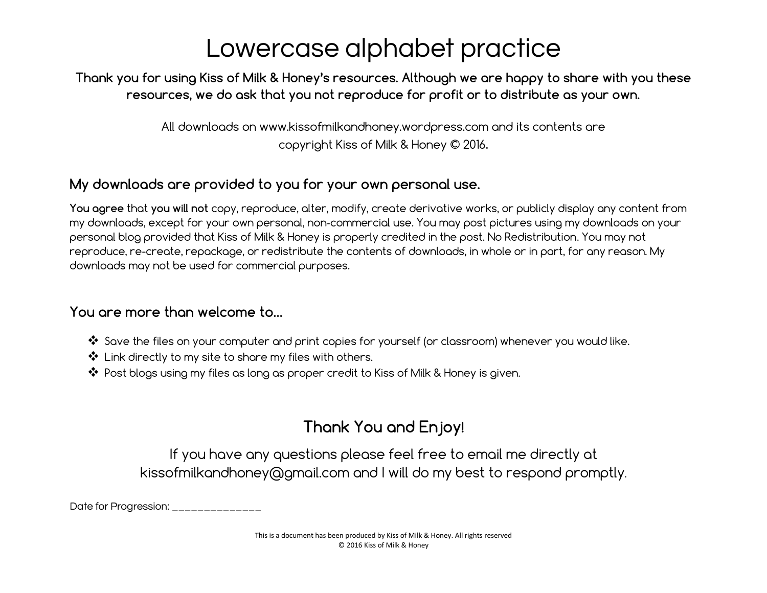# Lowercase alphabet practice

**Thank you for using Kiss of Milk & Honey's resources. Although we are happy to share with you these resources, we do ask that you not reproduce for profit or to distribute as your own.**

All downloads on www.kissofmilkandhoney.wordpress.com and its contents are copyright Kiss of Milk & Honey © 2016.

## My downloads are provided to you for your own personal use.

**You agree** that **you will not** copy, reproduce, alter, modify, create derivative works, or publicly display any content from my downloads, except for your own personal, non-commercial use. You may post pictures using my downloads on your personal blog provided that Kiss of Milk & Honey is properly credited in the post. No Redistribution. You may not reproduce, re-create, repackage, or redistribute the contents of downloads, in whole or in part, for any reason. My downloads may not be used for commercial purposes.

## You are more than welcome to...

- Save the files on your computer and print copies for yourself (or classroom) whenever you would like.
- Link directly to my site to share my files with others.
- Post blogs using my files as long as proper credit to Kiss of Milk & Honey is given.

## Thank You and Enjoy!

If you have any questions please feel free to email me directly at kissofmilkandhoney@gmail.com and I will do my best to respond promptly.

Date for Progression: _______________

This is a document has been produced by Kiss of Milk & Honey. All rights reserved
© 2016 Kiss of Milk & Honey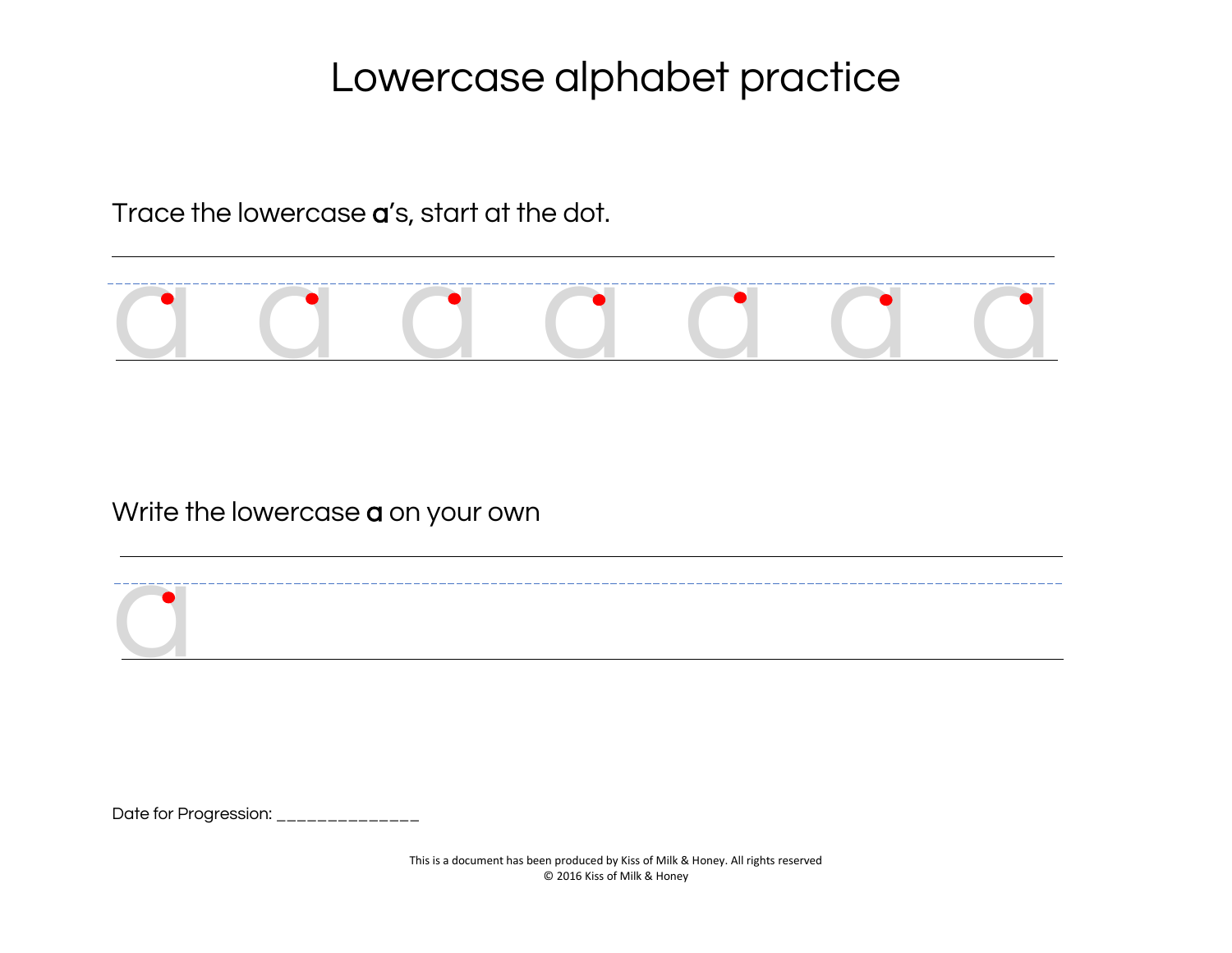# Lowercase alphabet practice

Trace the lowercase **a**'s, start at the dot.

a a a a a a a

Write the lowercase **a** on your own

a

Date for Progression: ______________

This is a document has been produced by Kiss of Milk & Honey. All rights reserved
© 2016 Kiss of Milk & Honey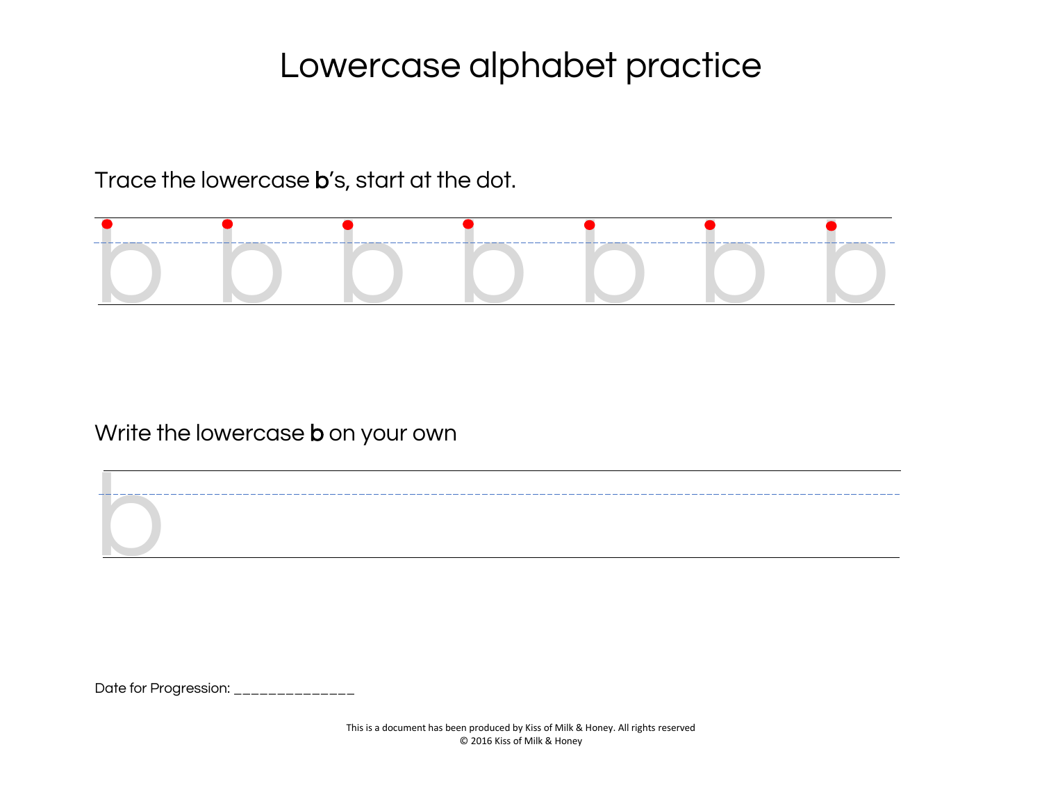# Lowercase alphabet practice

Trace the lowercase **b**'s, start at the dot.

b b b b b b b

Write the lowercase **b** on your own

b

Date for Progression: ______________

This is a document has been produced by Kiss of Milk & Honey. All rights reserved
© 2016 Kiss of Milk & Honey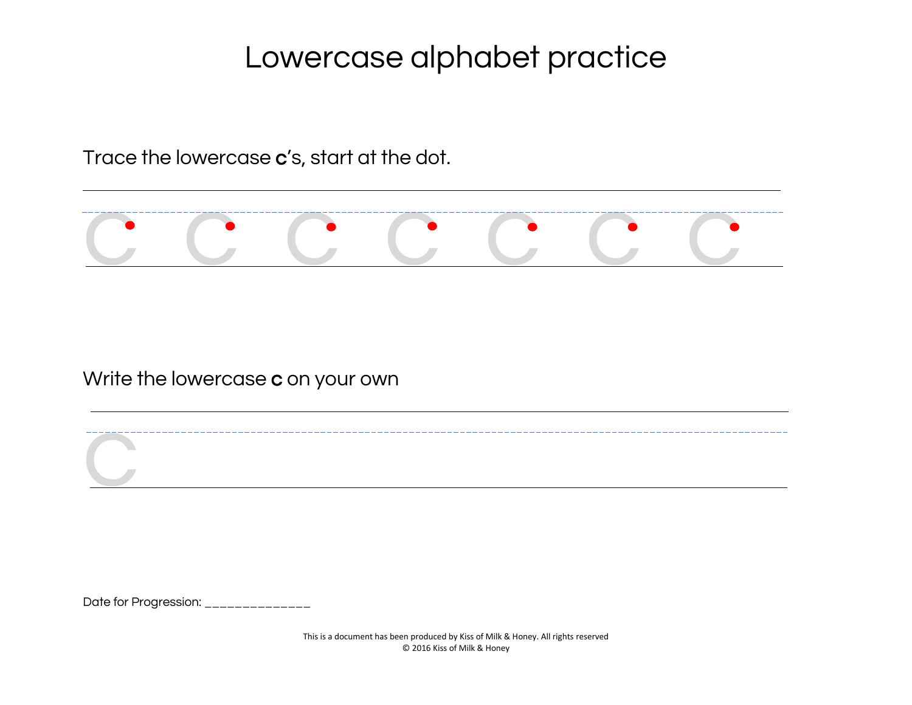# Lowercase alphabet practice

Trace the lowercase **c**'s, start at the dot.

c c c c c c c

Write the lowercase **c** on your own

c

Date for Progression: ______________

This is a document has been produced by Kiss of Milk & Honey. All rights reserved
© 2016 Kiss of Milk & Honey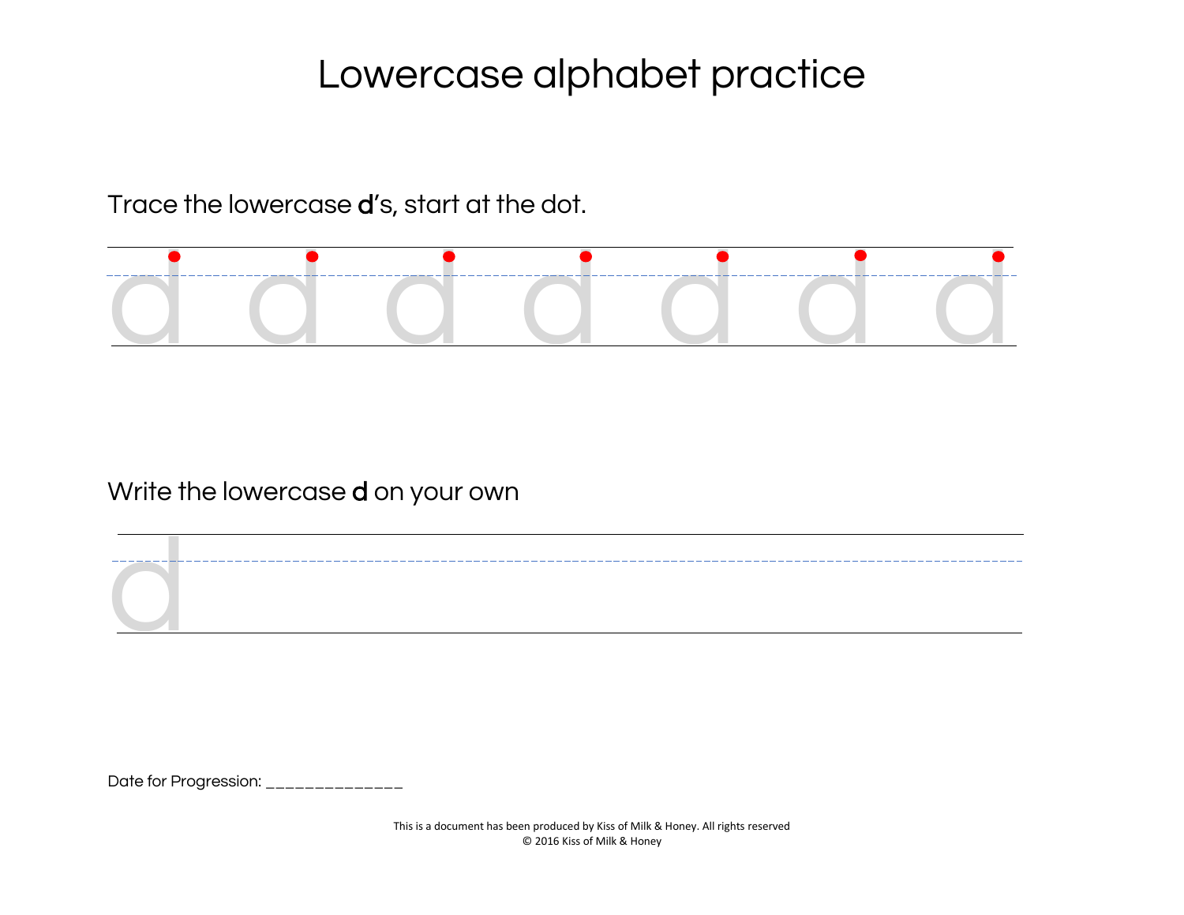# Lowercase alphabet practice

Trace the lowercase **d**'s, start at the dot.

d d d d d d d

Write the lowercase **d** on your own

d

Date for Progression: _____________

This is a document has been produced by Kiss of Milk & Honey. All rights reserved
© 2016 Kiss of Milk & Honey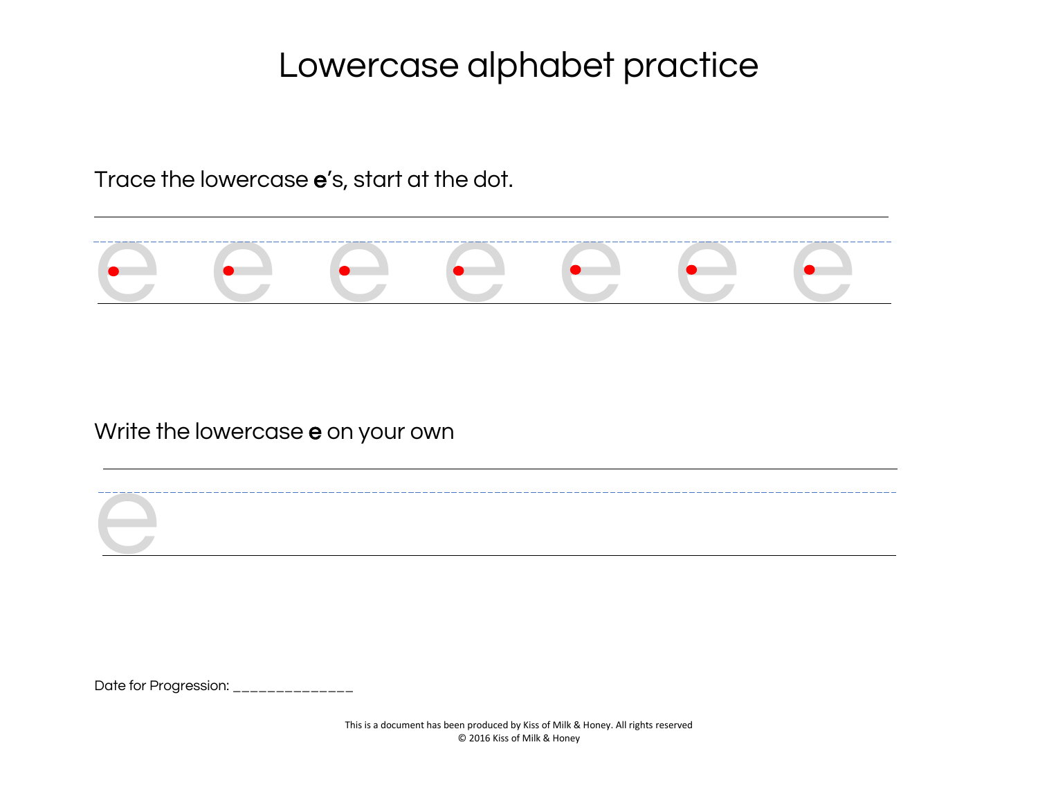# Lowercase alphabet practice

Trace the lowercase **e**'s, start at the dot.

e e e e e e e

Write the lowercase **e** on your own

e

Date for Progression: ______________

This is a document has been produced by Kiss of Milk & Honey. All rights reserved
© 2016 Kiss of Milk & Honey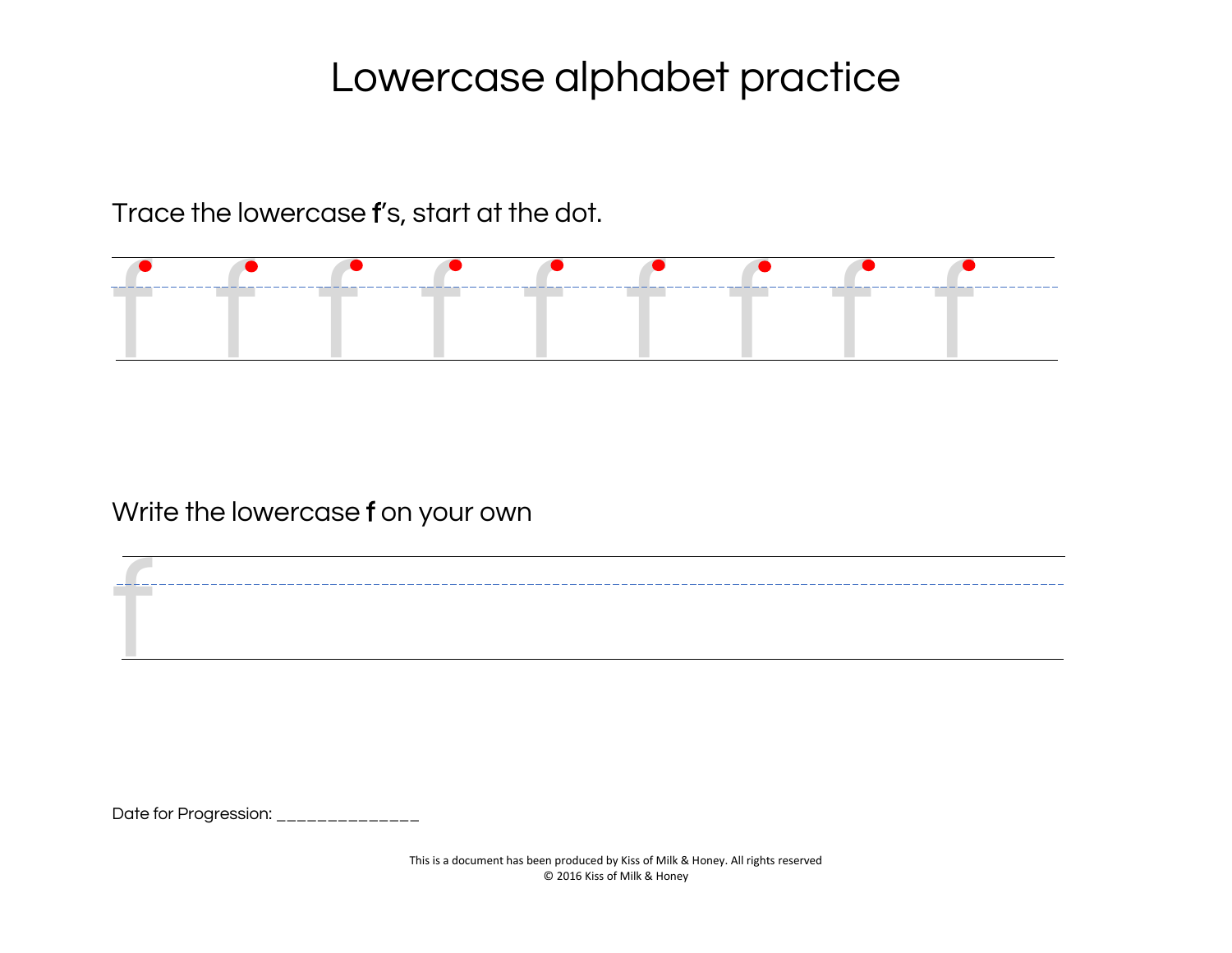# Lowercase alphabet practice

Trace the lowercase **f**'s, start at the dot.

f f f f f f f f f

Write the lowercase **f** on your own

f

Date for Progression: ______________

This is a document has been produced by Kiss of Milk & Honey. All rights reserved
© 2016 Kiss of Milk & Honey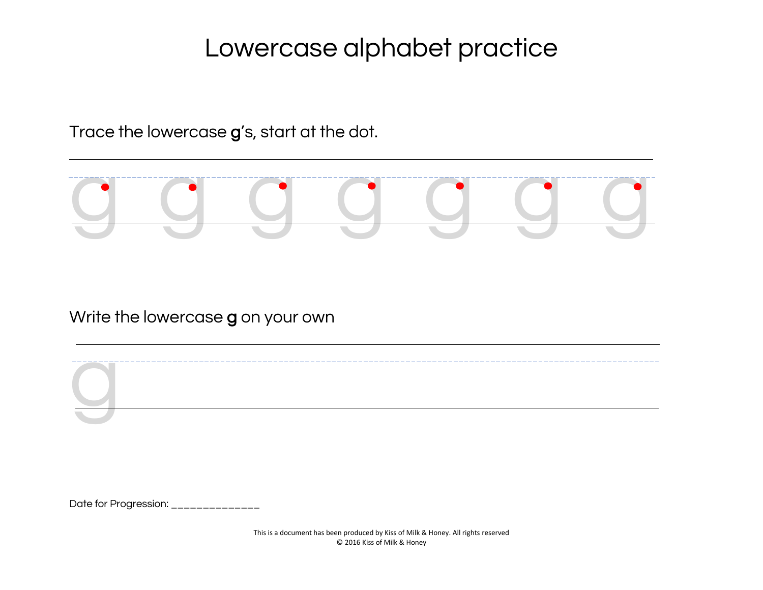# Lowercase alphabet practice

Trace the lowercase **g**'s, start at the dot.

g g g g g g g

Write the lowercase **g** on your own

g

Date for Progression: ______________

This is a document has been produced by Kiss of Milk & Honey. All rights reserved
© 2016 Kiss of Milk & Honey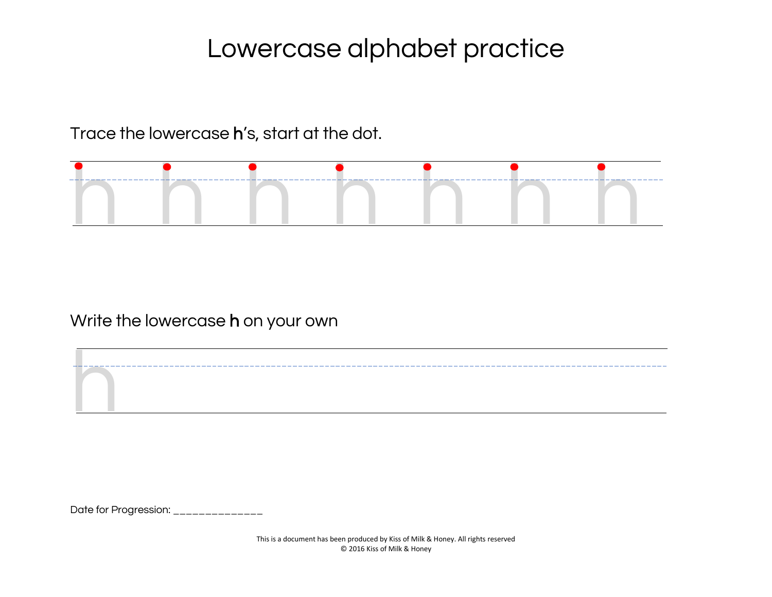# Lowercase alphabet practice

Trace the lowercase **h**'s, start at the dot.

h h h h h h h

Write the lowercase **h** on your own

h

Date for Progression: ______________

This is a document has been produced by Kiss of Milk & Honey. All rights reserved
© 2016 Kiss of Milk & Honey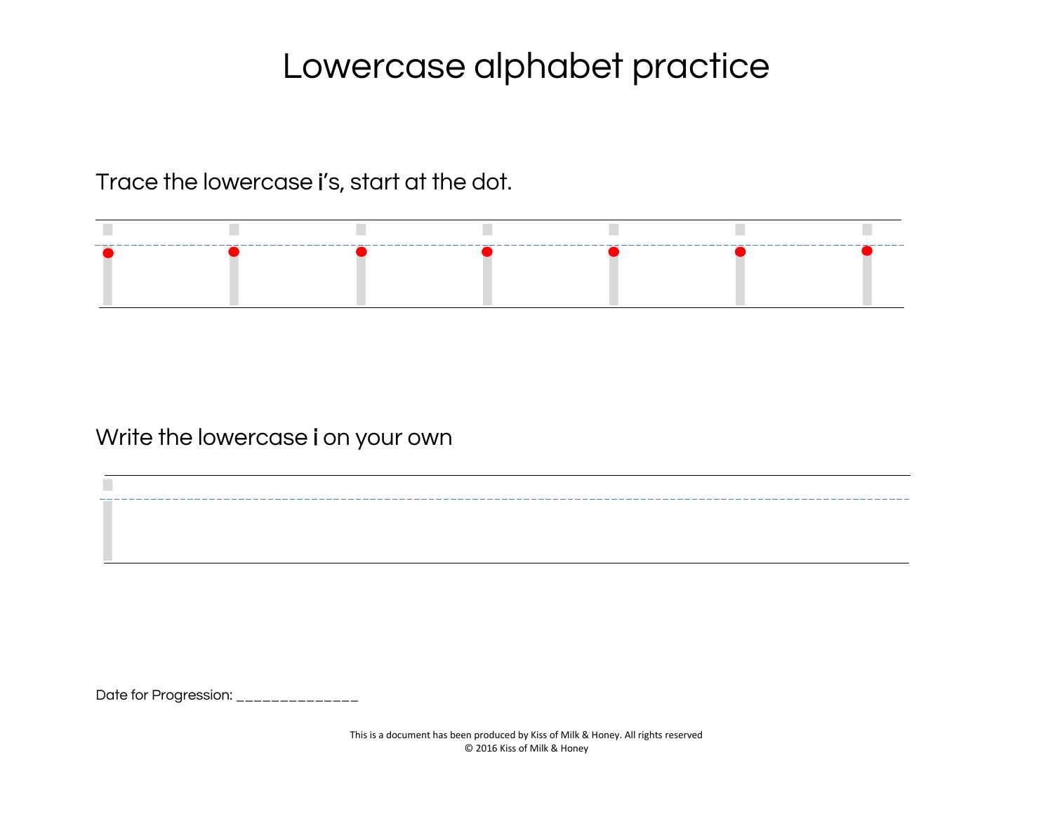# Lowercase alphabet practice

Trace the lowercase **i**'s, start at the dot.

Write the lowercase **i** on your own

Date for Progression: ______________

This is a document has been produced by Kiss of Milk & Honey. All rights reserved
© 2016 Kiss of Milk & Honey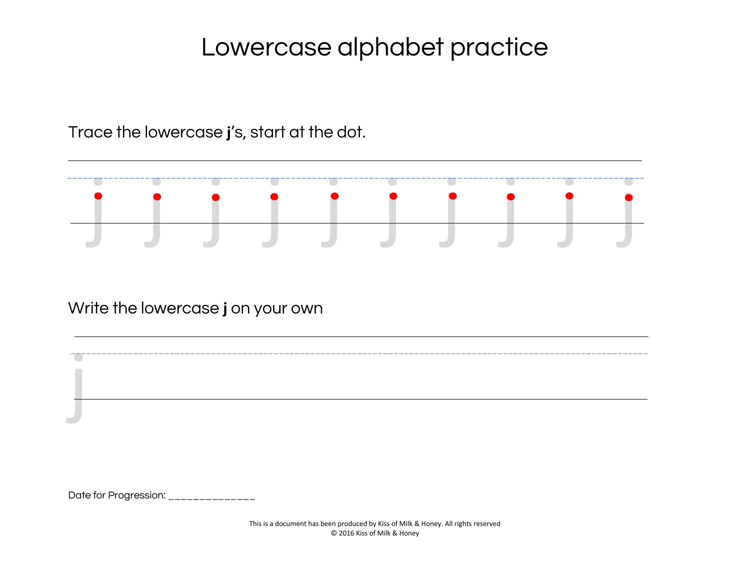# Lowercase alphabet practice

Trace the lowercase **j**'s, start at the dot.

j j j j j j j j j j

Write the lowercase **j** on your own

j

Date for Progression: ______________

This is a document has been produced by Kiss of Milk & Honey. All rights reserved
© 2016 Kiss of Milk & Honey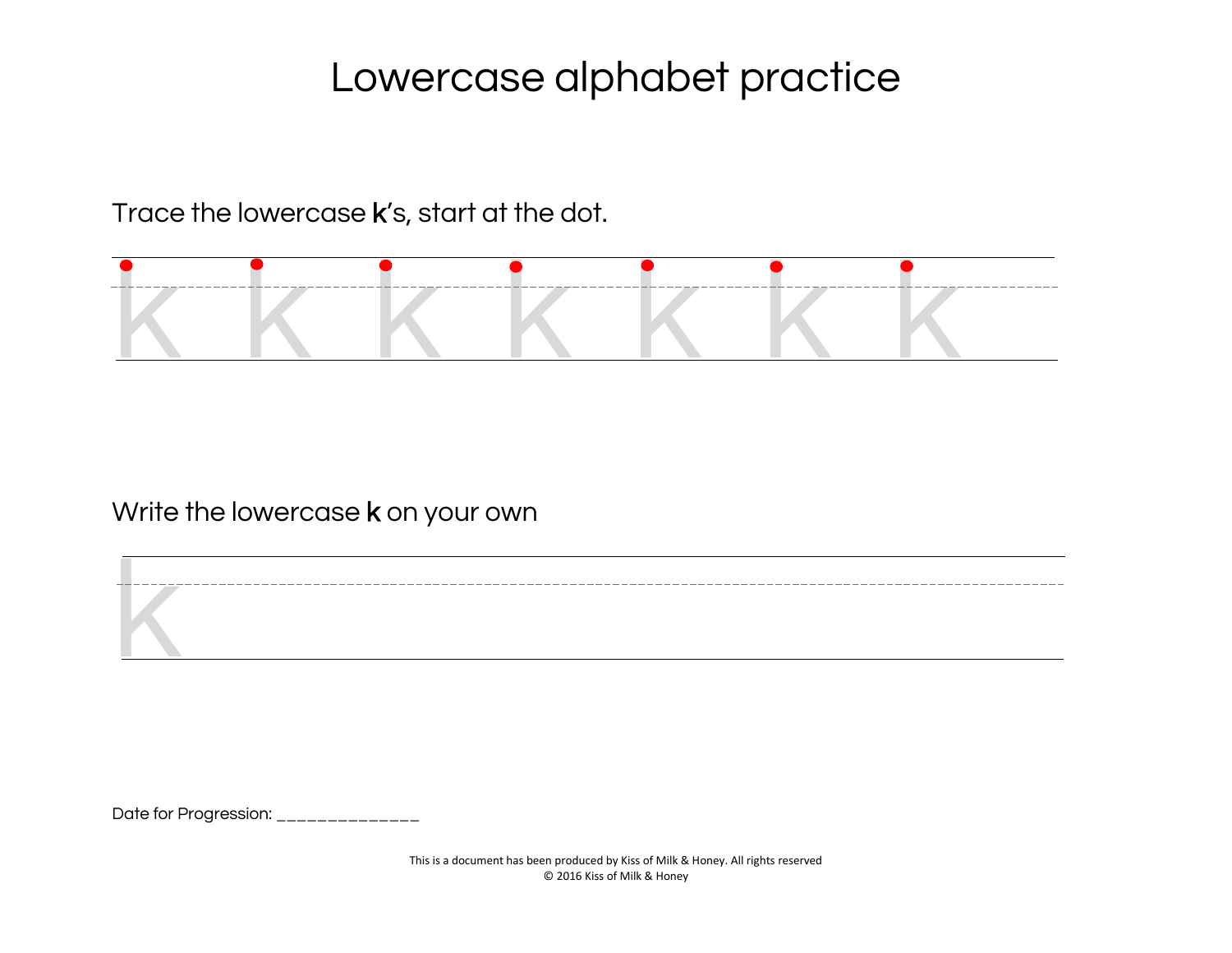# Lowercase alphabet practice

Trace the lowercase **k**'s, start at the dot.

k k k k k k k

Write the lowercase **k** on your own

k

Date for Progression: ______________

This is a document has been produced by Kiss of Milk & Honey. All rights reserved
© 2016 Kiss of Milk & Honey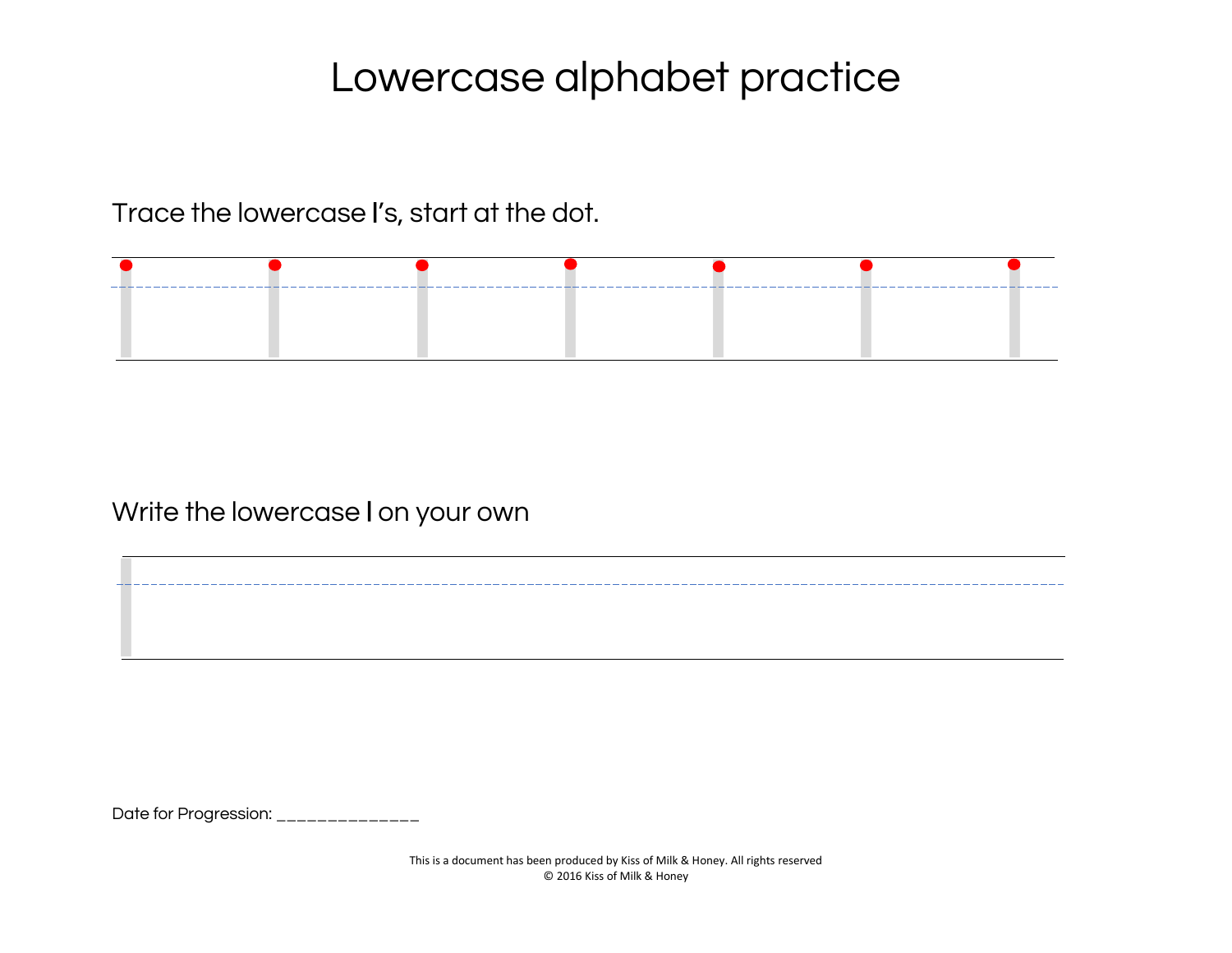# Lowercase alphabet practice

Trace the lowercase **l**'s, start at the dot.

Write the lowercase **l** on your own

Date for Progression: ______________

This is a document has been produced by Kiss of Milk & Honey. All rights reserved
© 2016 Kiss of Milk & Honey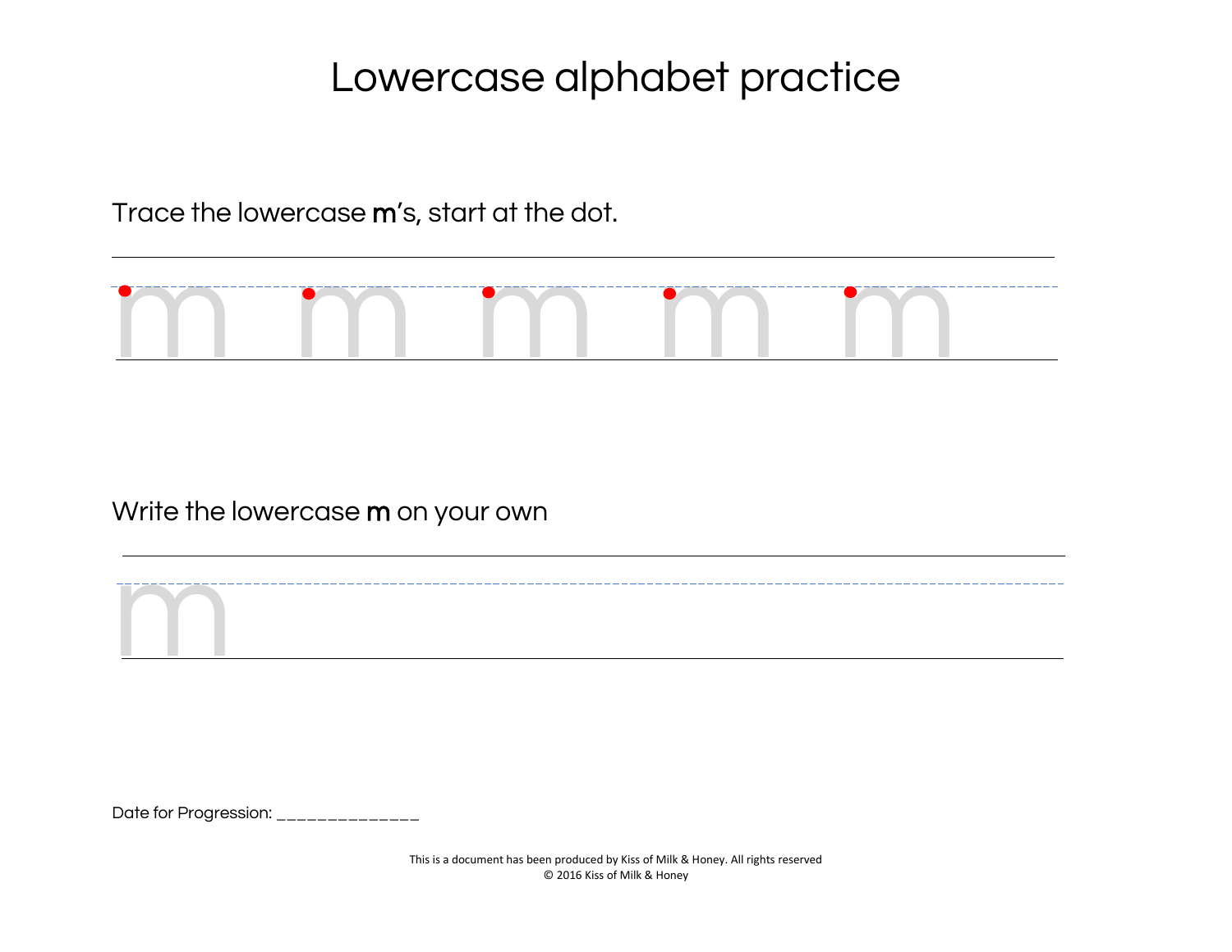# Lowercase alphabet practice

Trace the lowercase **m**'s, start at the dot.

m m m m m

Write the lowercase **m** on your own

m

Date for Progression: ______________

This is a document has been produced by Kiss of Milk & Honey. All rights reserved
© 2016 Kiss of Milk & Honey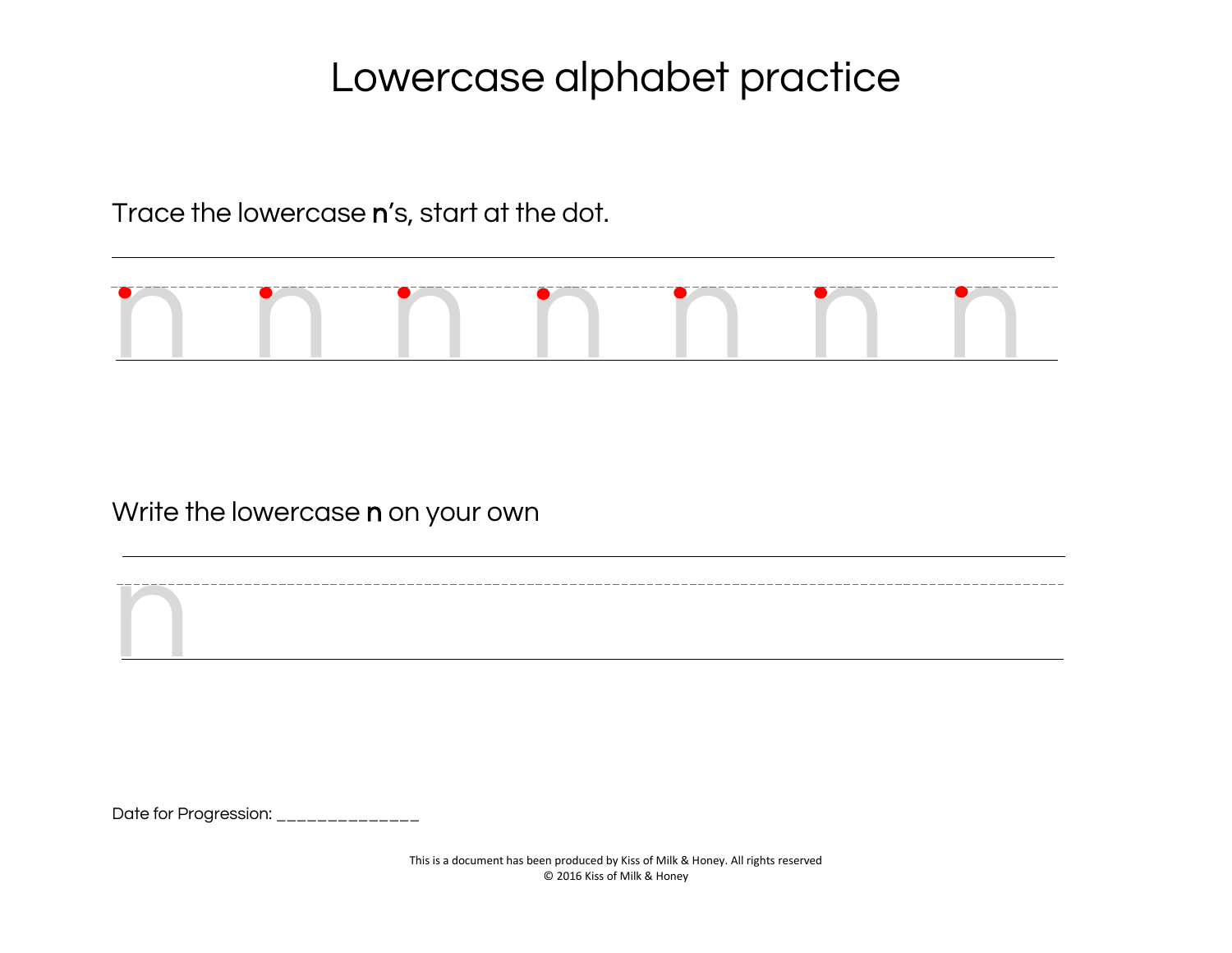# Lowercase alphabet practice

Trace the lowercase **n**'s, start at the dot.

n n n n n n n

Write the lowercase **n** on your own

n

Date for Progression: ______________

This is a document has been produced by Kiss of Milk & Honey. All rights reserved
© 2016 Kiss of Milk & Honey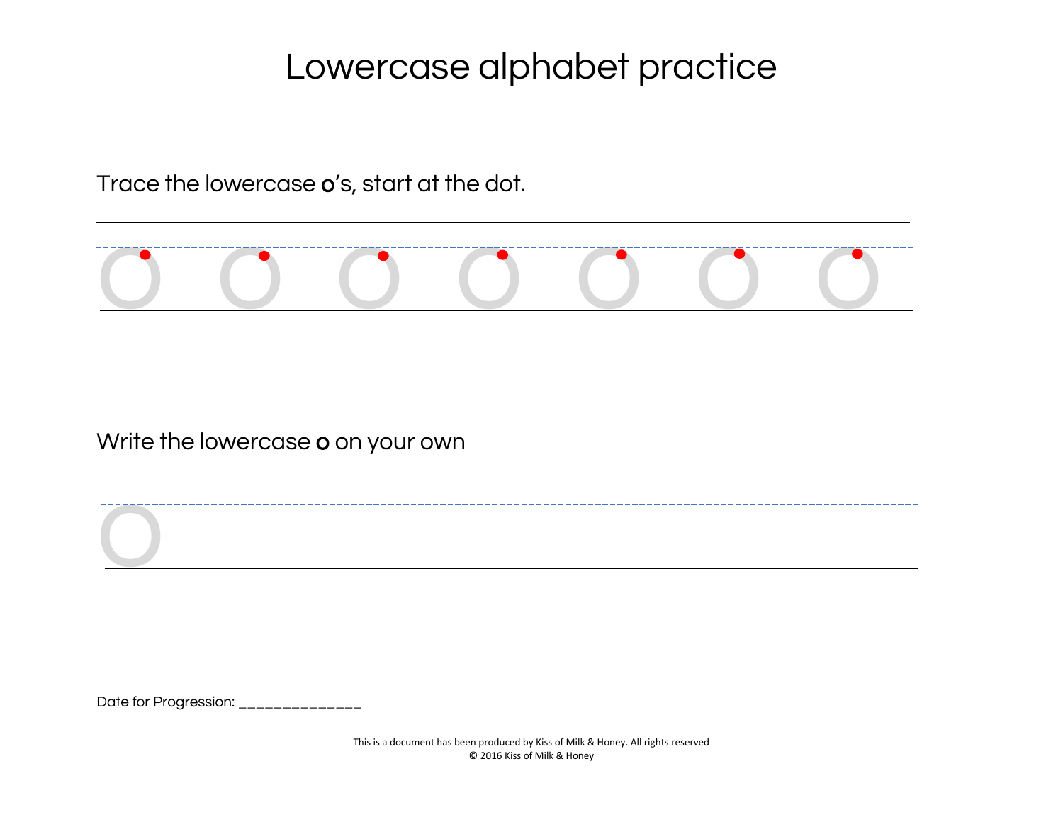# Lowercase alphabet practice

Trace the lowercase **o**'s, start at the dot.

o o o o o o o

Write the lowercase **o** on your own

o

Date for Progression: _______________

This is a document has been produced by Kiss of Milk & Honey. All rights reserved
© 2016 Kiss of Milk & Honey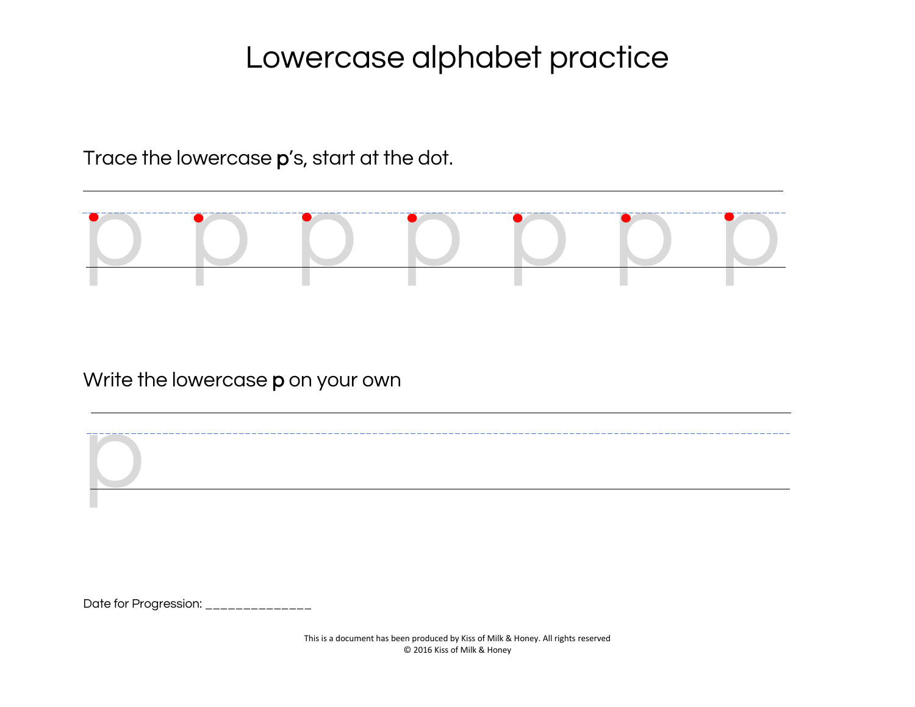# Lowercase alphabet practice

Trace the lowercase **p**'s, start at the dot.

p p p p p p p

Write the lowercase **p** on your own

p

Date for Progression: ______________

This is a document has been produced by Kiss of Milk & Honey. All rights reserved
© 2016 Kiss of Milk & Honey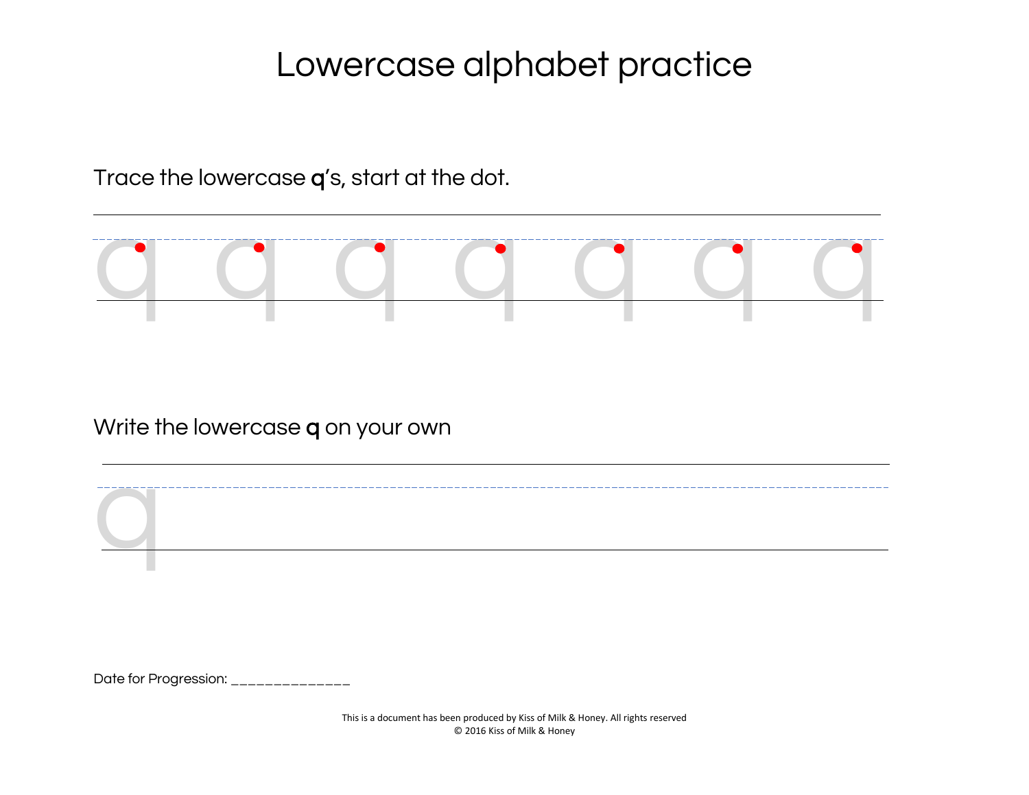# Lowercase alphabet practice

Trace the lowercase **q**'s, start at the dot.

q q q q q q q

Write the lowercase **q** on your own

q

Date for Progression: _______________

This is a document has been produced by Kiss of Milk & Honey. All rights reserved
© 2016 Kiss of Milk & Honey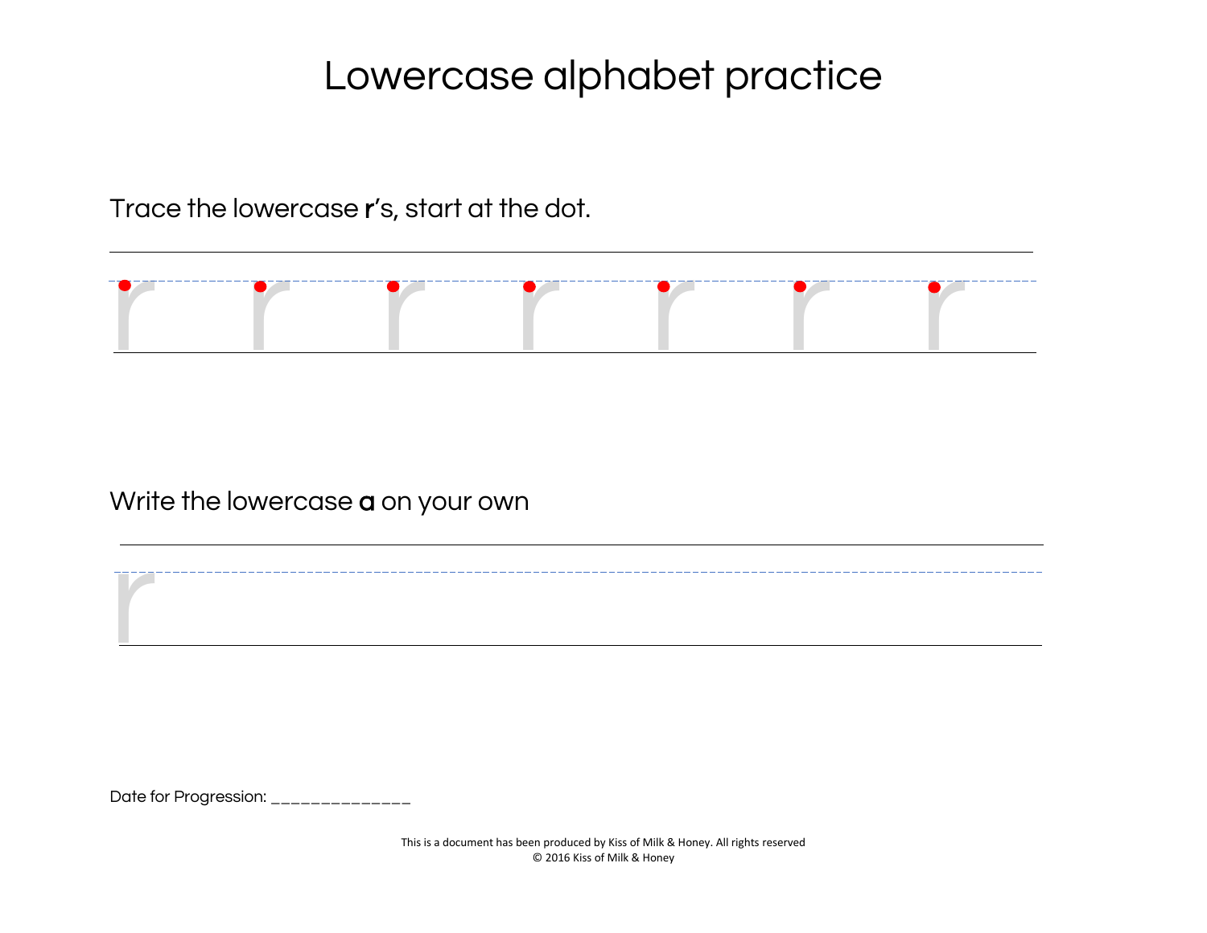# Lowercase alphabet practice

Trace the lowercase **r**'s, start at the dot.

r r r r r r r

Write the lowercase **a** on your own

r

Date for Progression: ______________

This is a document has been produced by Kiss of Milk & Honey. All rights reserved
© 2016 Kiss of Milk & Honey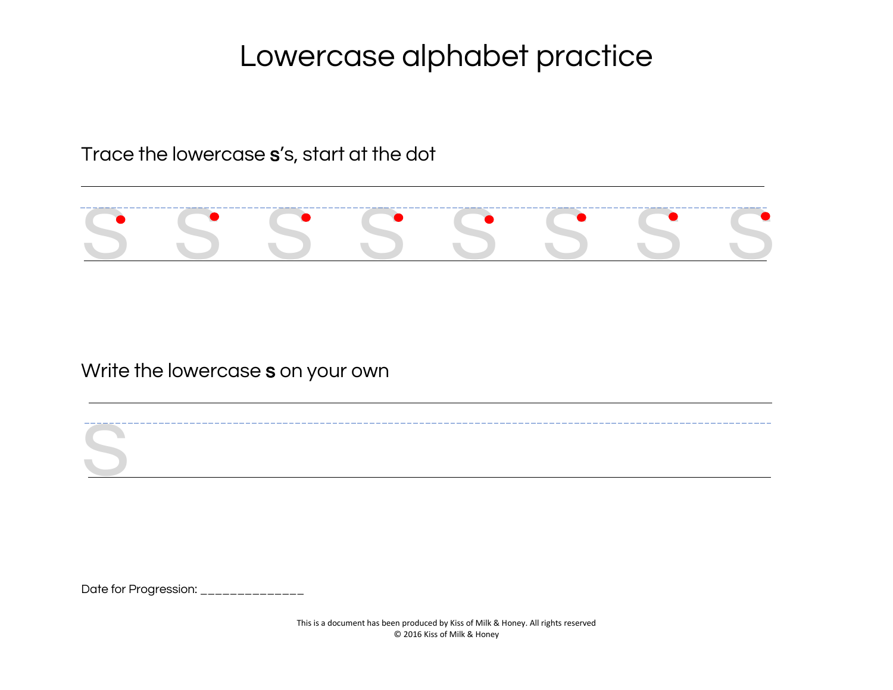# Lowercase alphabet practice

Trace the lowercase **s**'s, start at the dot

s s s s s s s s

Write the lowercase **s** on your own

s

Date for Progression: ______________

This is a document has been produced by Kiss of Milk & Honey. All rights reserved
© 2016 Kiss of Milk & Honey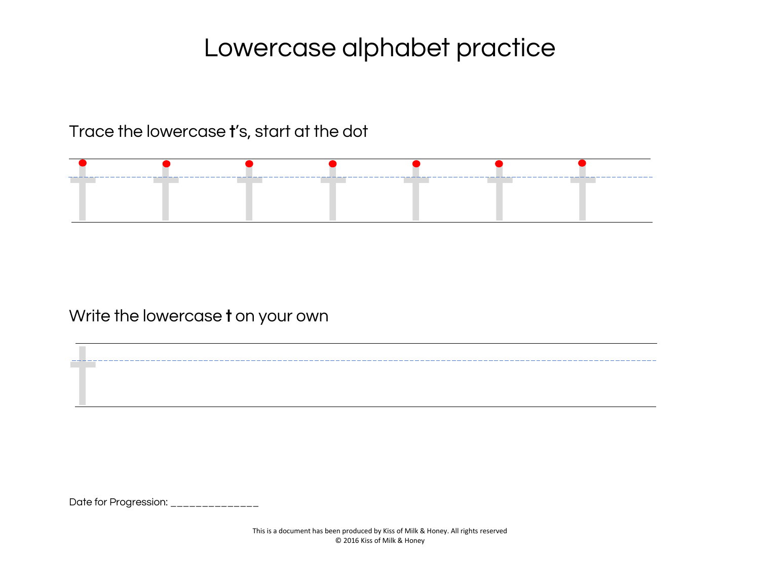# Lowercase alphabet practice

Trace the lowercase **t**'s, start at the dot

Write the lowercase **t** on your own

Date for Progression: ______________

This is a document has been produced by Kiss of Milk & Honey. All rights reserved
© 2016 Kiss of Milk & Honey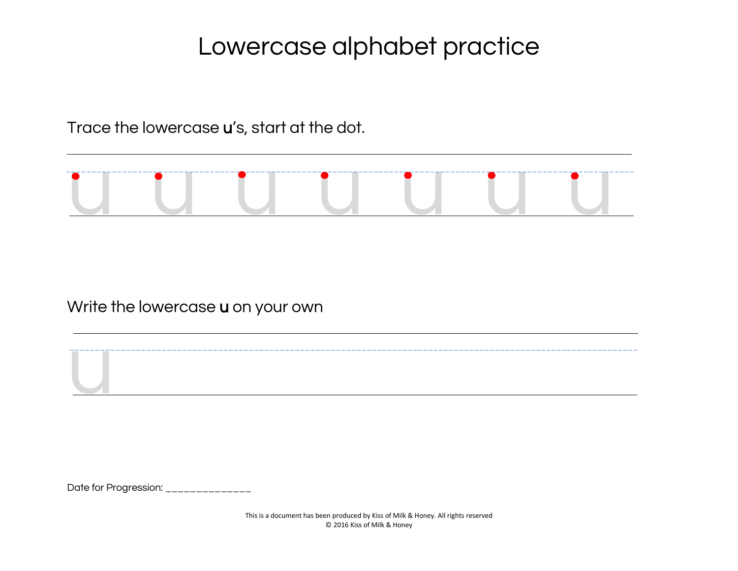# Lowercase alphabet practice

Trace the lowercase **u**'s, start at the dot.

u u u u u u u

Write the lowercase **u** on your own

u

Date for Progression: _____________

This is a document has been produced by Kiss of Milk & Honey. All rights reserved
© 2016 Kiss of Milk & Honey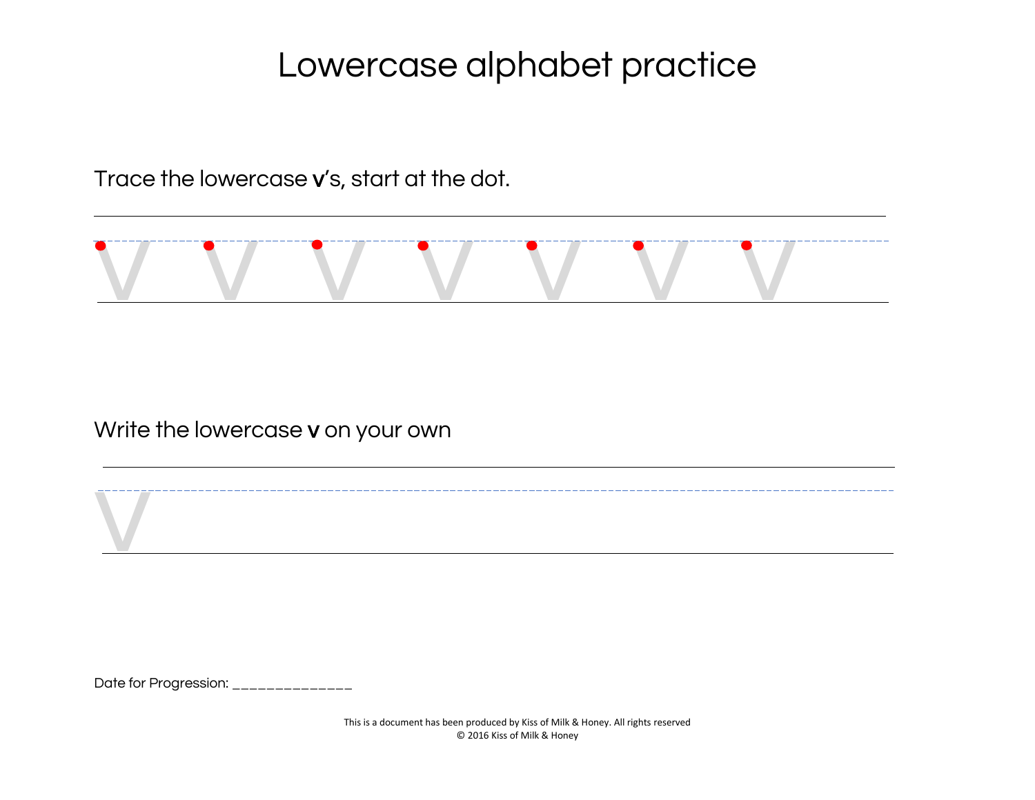# Lowercase alphabet practice

Trace the lowercase **v**'s, start at the dot.

v v v v v v v

Write the lowercase **v** on your own

v

Date for Progression: ______________

This is a document has been produced by Kiss of Milk & Honey. All rights reserved
© 2016 Kiss of Milk & Honey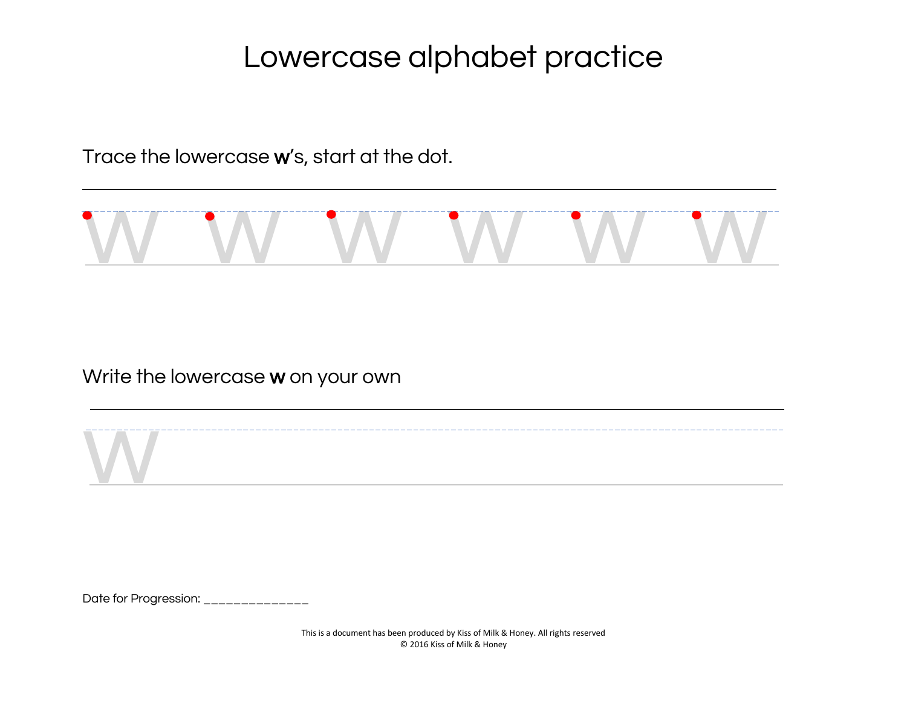# Lowercase alphabet practice

Trace the lowercase **w**'s, start at the dot.

w w w w w w

Write the lowercase **w** on your own

w

Date for Progression: ______________

This is a document has been produced by Kiss of Milk & Honey. All rights reserved
© 2016 Kiss of Milk & Honey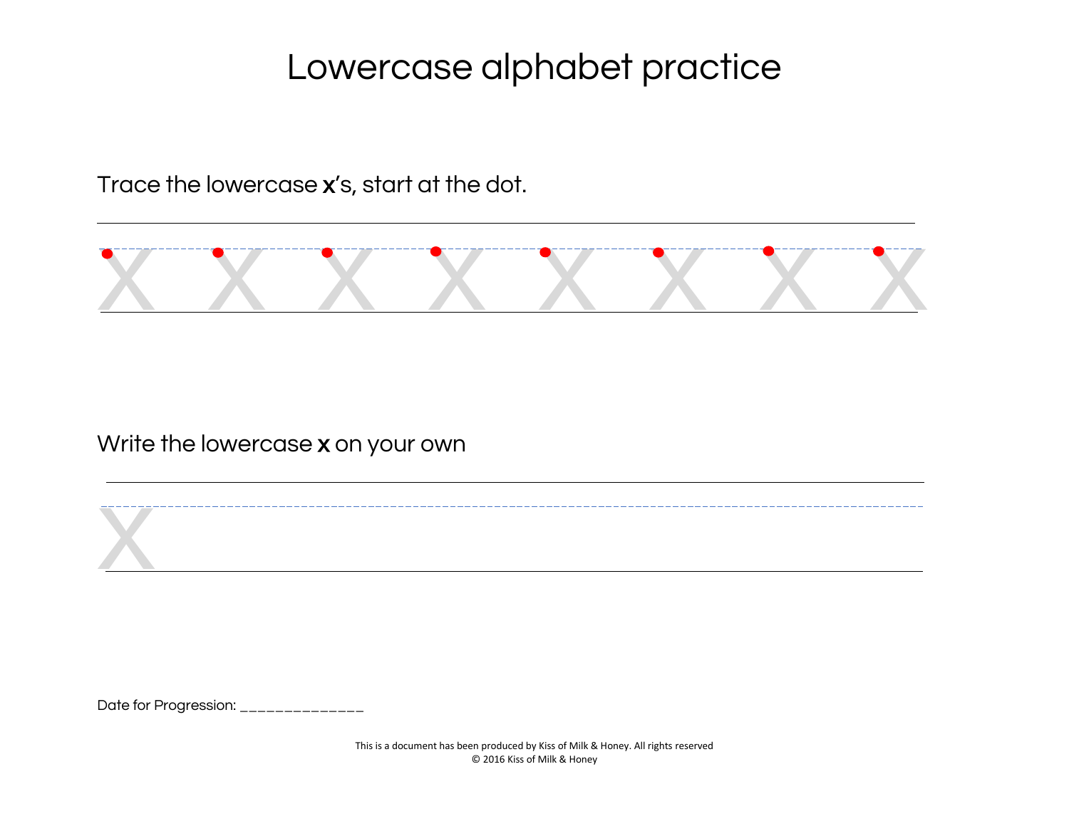# Lowercase alphabet practice

Trace the lowercase **x**'s, start at the dot.

x x x x x x x x

Write the lowercase **x** on your own

x

Date for Progression: ______________

This is a document has been produced by Kiss of Milk & Honey. All rights reserved
© 2016 Kiss of Milk & Honey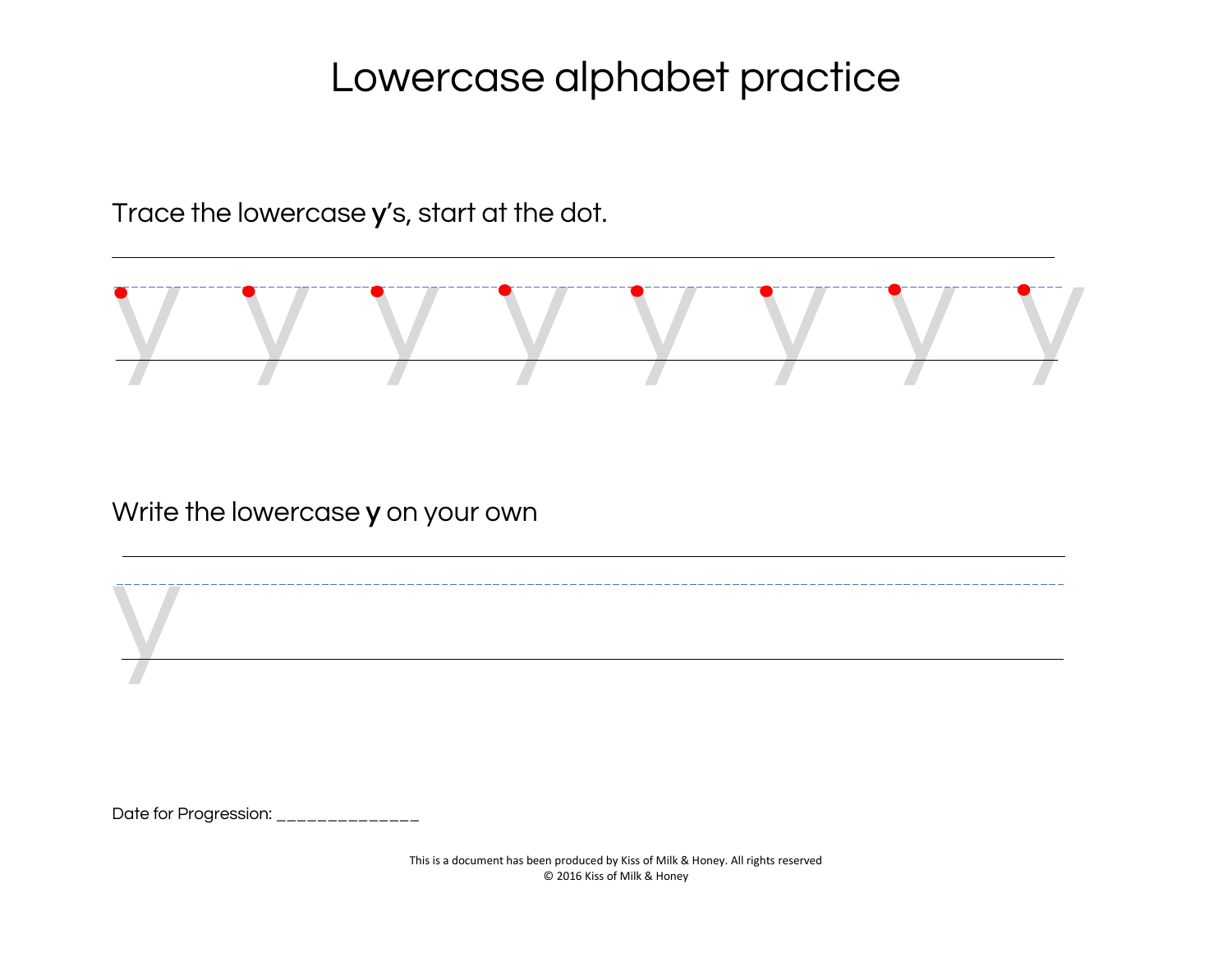# Lowercase alphabet practice

Trace the lowercase **y**'s, start at the dot.

y y y y y y y y

Write the lowercase **y** on your own

y

Date for Progression: ______________

This is a document has been produced by Kiss of Milk & Honey. All rights reserved
© 2016 Kiss of Milk & Honey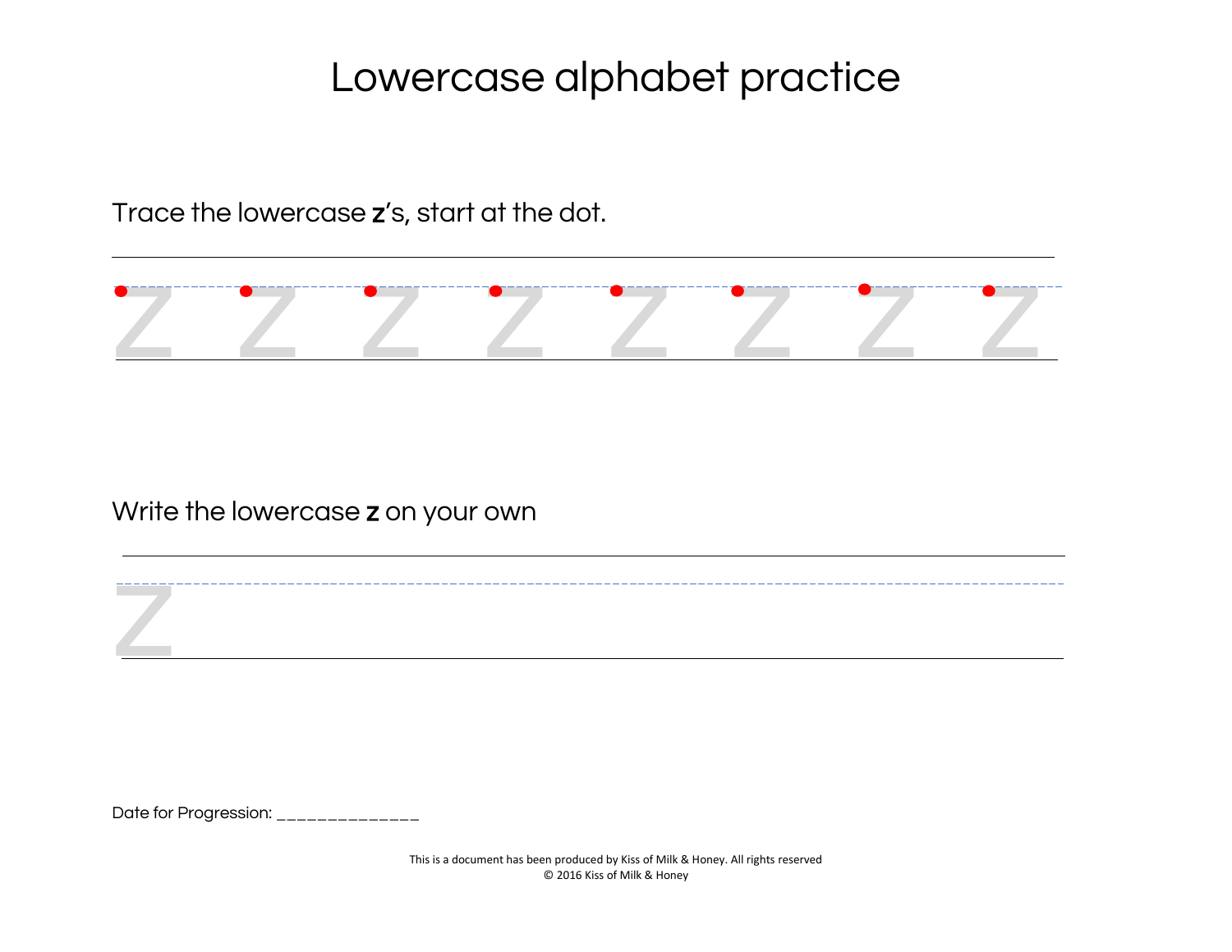# Lowercase alphabet practice

Trace the lowercase **z**'s, start at the dot.

z z z z z z z z

Write the lowercase **z** on your own

z

Date for Progression: ______________

This is a document has been produced by Kiss of Milk & Honey. All rights reserved
© 2016 Kiss of Milk & Honey